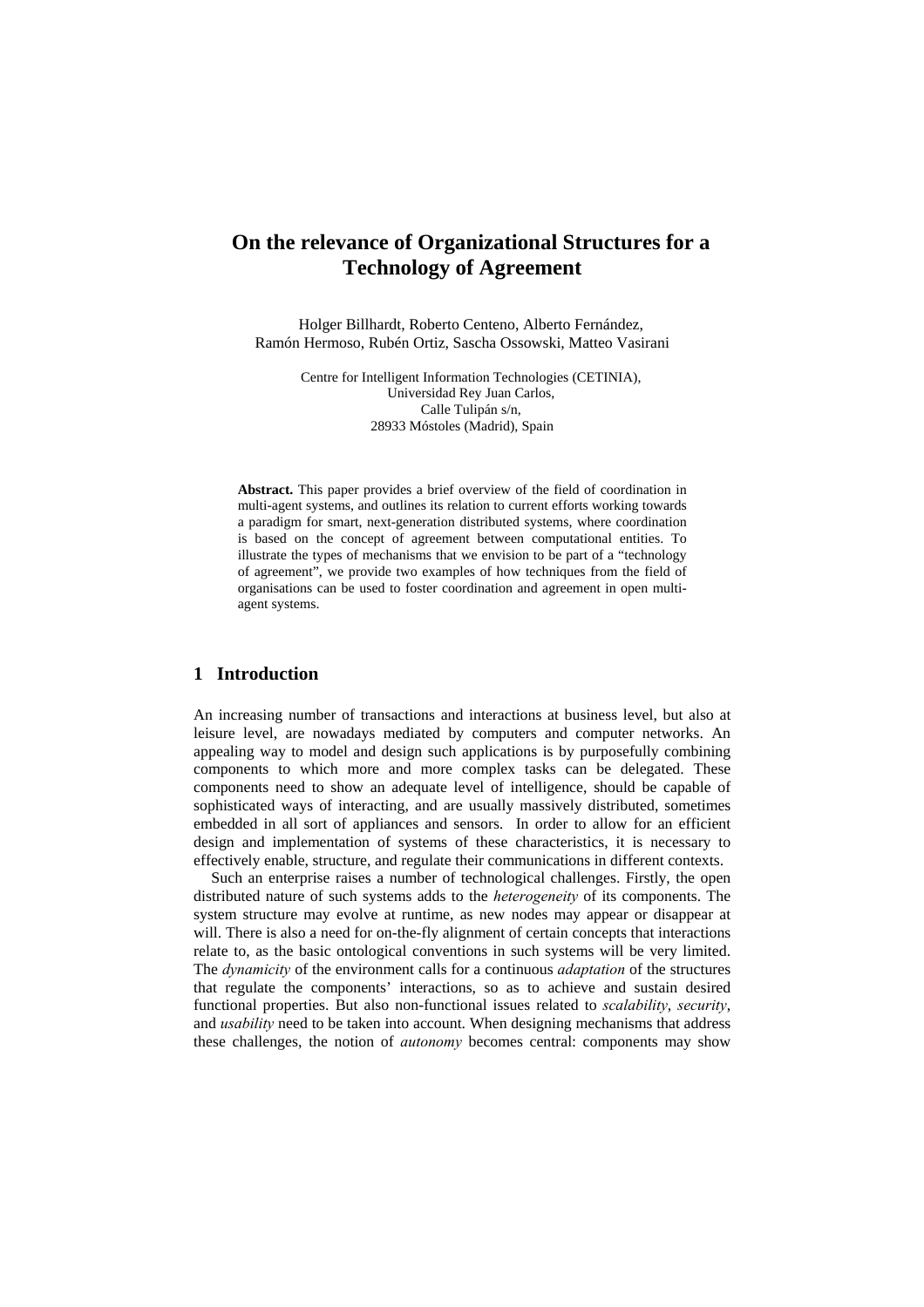# On the relevance of Organizational Structures for a Technology of Agreement

Holger Billhardt, Roberto Centeno, Alberto Fernández, Ramón Hermoso, Rubén Ortiz, Sascha Ossowski, Matteo Vasirani

Centre for Intelligent Information Technologies (CETINIA),
Universidad Rey Juan Carlos,
Calle Tulipán s/n,
28933 Móstoles (Madrid), Spain

**Abstract.** This paper provides a brief overview of the field of coordination in multi-agent systems, and outlines its relation to current efforts working towards a paradigm for smart, next-generation distributed systems, where coordination is based on the concept of agreement between computational entities. To illustrate the types of mechanisms that we envision to be part of a "technology of agreement", we provide two examples of how techniques from the field of organisations can be used to foster coordination and agreement in open multi-agent systems.

## 1 Introduction

An increasing number of transactions and interactions at business level, but also at leisure level, are nowadays mediated by computers and computer networks. An appealing way to model and design such applications is by purposefully combining components to which more and more complex tasks can be delegated. These components need to show an adequate level of intelligence, should be capable of sophisticated ways of interacting, and are usually massively distributed, sometimes embedded in all sort of appliances and sensors. In order to allow for an efficient design and implementation of systems of these characteristics, it is necessary to effectively enable, structure, and regulate their communications in different contexts.

Such an enterprise raises a number of technological challenges. Firstly, the open distributed nature of such systems adds to the *heterogeneity* of its components. The system structure may evolve at runtime, as new nodes may appear or disappear at will. There is also a need for on-the-fly alignment of certain concepts that interactions relate to, as the basic ontological conventions in such systems will be very limited. The *dynamicity* of the environment calls for a continuous *adaptation* of the structures that regulate the components' interactions, so as to achieve and sustain desired functional properties. But also non-functional issues related to *scalability*, *security*, and *usability* need to be taken into account. When designing mechanisms that address these challenges, the notion of *autonomy* becomes central: components may show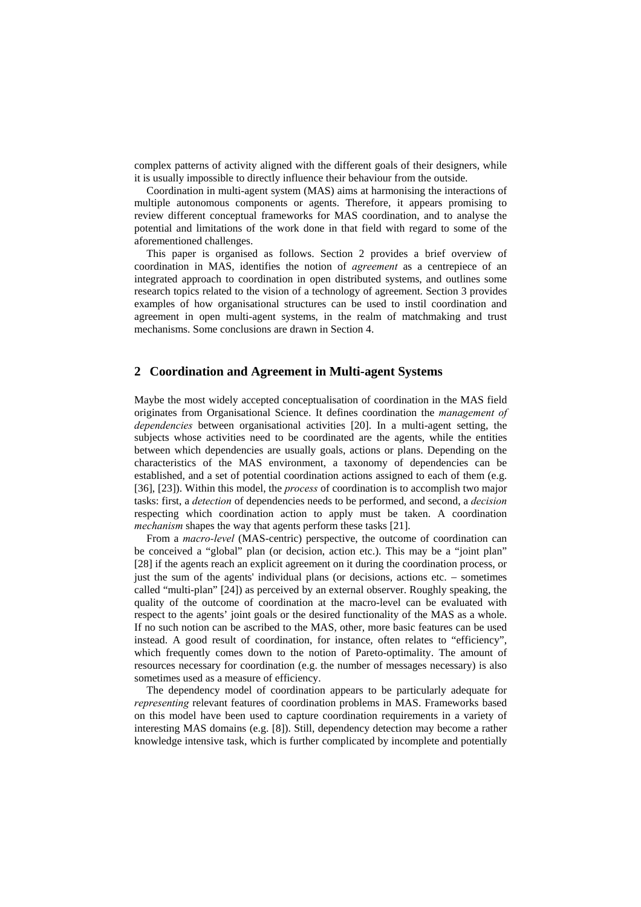complex patterns of activity aligned with the different goals of their designers, while it is usually impossible to directly influence their behaviour from the outside.

Coordination in multi-agent system (MAS) aims at harmonising the interactions of multiple autonomous components or agents. Therefore, it appears promising to review different conceptual frameworks for MAS coordination, and to analyse the potential and limitations of the work done in that field with regard to some of the aforementioned challenges.

This paper is organised as follows. Section 2 provides a brief overview of coordination in MAS, identifies the notion of *agreement* as a centrepiece of an integrated approach to coordination in open distributed systems, and outlines some research topics related to the vision of a technology of agreement. Section 3 provides examples of how organisational structures can be used to instil coordination and agreement in open multi-agent systems, in the realm of matchmaking and trust mechanisms. Some conclusions are drawn in Section 4.

## 2 Coordination and Agreement in Multi-agent Systems

Maybe the most widely accepted conceptualisation of coordination in the MAS field originates from Organisational Science. It defines coordination the *management of dependencies* between organisational activities [20]. In a multi-agent setting, the subjects whose activities need to be coordinated are the agents, while the entities between which dependencies are usually goals, actions or plans. Depending on the characteristics of the MAS environment, a taxonomy of dependencies can be established, and a set of potential coordination actions assigned to each of them (e.g. [36], [23]). Within this model, the *process* of coordination is to accomplish two major tasks: first, a *detection* of dependencies needs to be performed, and second, a *decision* respecting which coordination action to apply must be taken. A coordination *mechanism* shapes the way that agents perform these tasks [21].

From a *macro-level* (MAS-centric) perspective, the outcome of coordination can be conceived a "global" plan (or decision, action etc.). This may be a "joint plan" [28] if the agents reach an explicit agreement on it during the coordination process, or just the sum of the agents' individual plans (or decisions, actions etc. – sometimes called "multi-plan" [24]) as perceived by an external observer. Roughly speaking, the quality of the outcome of coordination at the macro-level can be evaluated with respect to the agents' joint goals or the desired functionality of the MAS as a whole. If no such notion can be ascribed to the MAS, other, more basic features can be used instead. A good result of coordination, for instance, often relates to "efficiency", which frequently comes down to the notion of Pareto-optimality. The amount of resources necessary for coordination (e.g. the number of messages necessary) is also sometimes used as a measure of efficiency.

The dependency model of coordination appears to be particularly adequate for *representing* relevant features of coordination problems in MAS. Frameworks based on this model have been used to capture coordination requirements in a variety of interesting MAS domains (e.g. [8]). Still, dependency detection may become a rather knowledge intensive task, which is further complicated by incomplete and potentially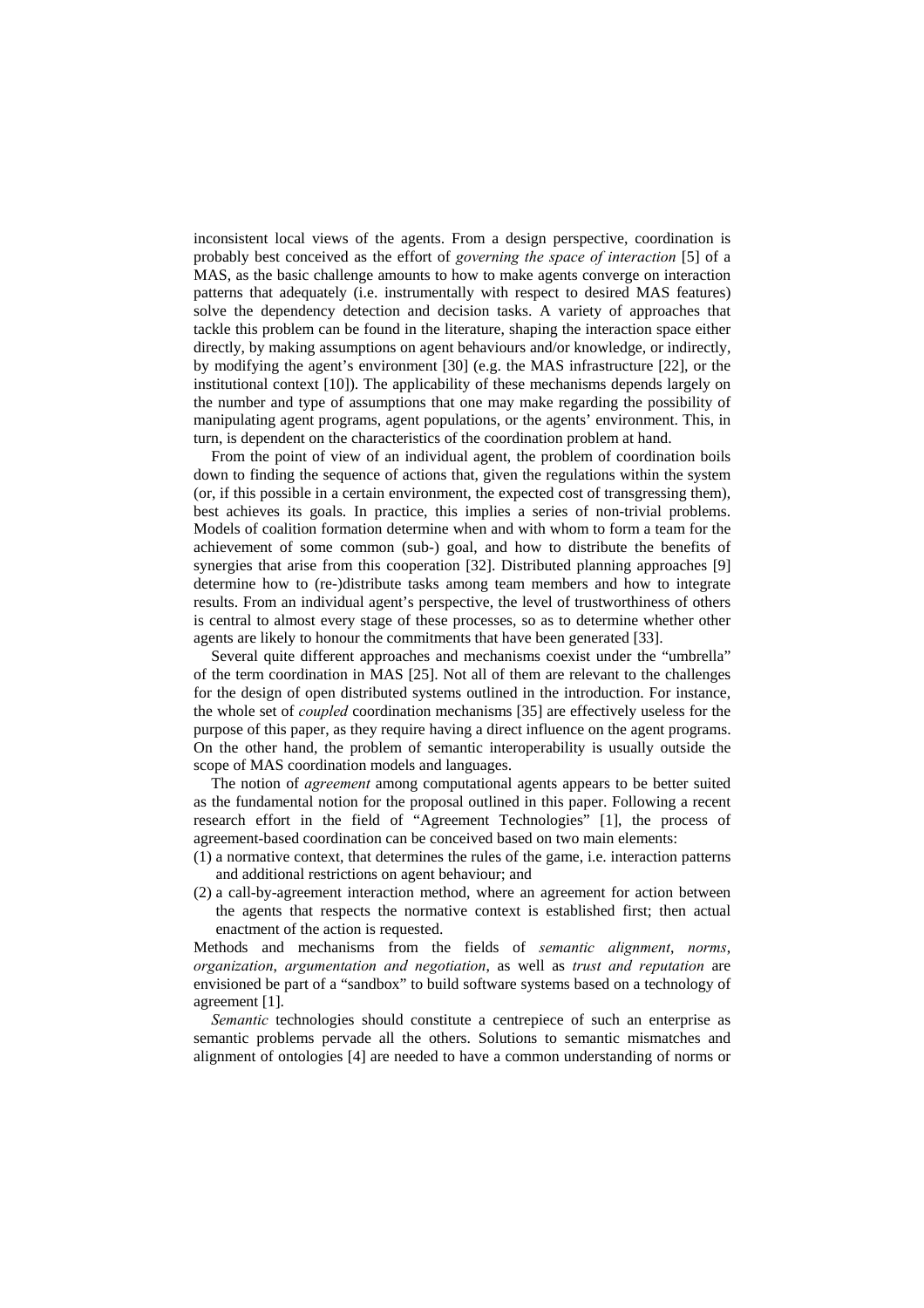inconsistent local views of the agents. From a design perspective, coordination is probably best conceived as the effort of *governing the space of interaction* [5] of a MAS, as the basic challenge amounts to how to make agents converge on interaction patterns that adequately (i.e. instrumentally with respect to desired MAS features) solve the dependency detection and decision tasks. A variety of approaches that tackle this problem can be found in the literature, shaping the interaction space either directly, by making assumptions on agent behaviours and/or knowledge, or indirectly, by modifying the agent's environment [30] (e.g. the MAS infrastructure [22], or the institutional context [10]). The applicability of these mechanisms depends largely on the number and type of assumptions that one may make regarding the possibility of manipulating agent programs, agent populations, or the agents' environment. This, in turn, is dependent on the characteristics of the coordination problem at hand.

From the point of view of an individual agent, the problem of coordination boils down to finding the sequence of actions that, given the regulations within the system (or, if this possible in a certain environment, the expected cost of transgressing them), best achieves its goals. In practice, this implies a series of non-trivial problems. Models of coalition formation determine when and with whom to form a team for the achievement of some common (sub-) goal, and how to distribute the benefits of synergies that arise from this cooperation [32]. Distributed planning approaches [9] determine how to (re-)distribute tasks among team members and how to integrate results. From an individual agent's perspective, the level of trustworthiness of others is central to almost every stage of these processes, so as to determine whether other agents are likely to honour the commitments that have been generated [33].

Several quite different approaches and mechanisms coexist under the "umbrella" of the term coordination in MAS [25]. Not all of them are relevant to the challenges for the design of open distributed systems outlined in the introduction. For instance, the whole set of *coupled* coordination mechanisms [35] are effectively useless for the purpose of this paper, as they require having a direct influence on the agent programs. On the other hand, the problem of semantic interoperability is usually outside the scope of MAS coordination models and languages.

The notion of *agreement* among computational agents appears to be better suited as the fundamental notion for the proposal outlined in this paper. Following a recent research effort in the field of "Agreement Technologies" [1], the process of agreement-based coordination can be conceived based on two main elements:

(1) a normative context, that determines the rules of the game, i.e. interaction patterns and additional restrictions on agent behaviour; and
(2) a call-by-agreement interaction method, where an agreement for action between the agents that respects the normative context is established first; then actual enactment of the action is requested.

Methods and mechanisms from the fields of *semantic alignment*, *norms*, *organization*, *argumentation and negotiation*, as well as *trust and reputation* are envisioned be part of a "sandbox" to build software systems based on a technology of agreement [1].

*Semantic* technologies should constitute a centrepiece of such an enterprise as semantic problems pervade all the others. Solutions to semantic mismatches and alignment of ontologies [4] are needed to have a common understanding of norms or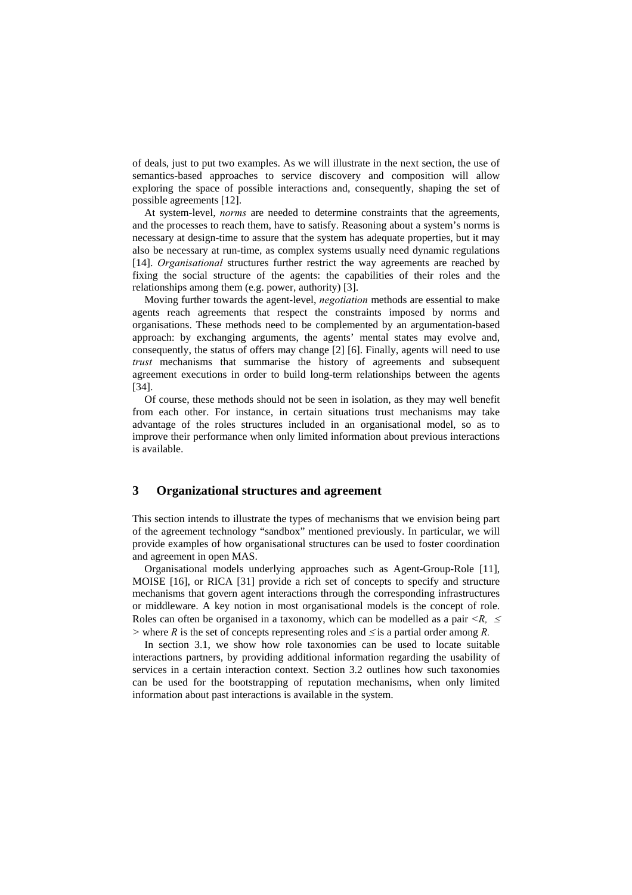of deals, just to put two examples. As we will illustrate in the next section, the use of semantics-based approaches to service discovery and composition will allow exploring the space of possible interactions and, consequently, shaping the set of possible agreements [12].

At system-level, *norms* are needed to determine constraints that the agreements, and the processes to reach them, have to satisfy. Reasoning about a system's norms is necessary at design-time to assure that the system has adequate properties, but it may also be necessary at run-time, as complex systems usually need dynamic regulations [14]. *Organisational* structures further restrict the way agreements are reached by fixing the social structure of the agents: the capabilities of their roles and the relationships among them (e.g. power, authority) [3].

Moving further towards the agent-level, *negotiation* methods are essential to make agents reach agreements that respect the constraints imposed by norms and organisations. These methods need to be complemented by an argumentation-based approach: by exchanging arguments, the agents' mental states may evolve and, consequently, the status of offers may change [2] [6]. Finally, agents will need to use *trust* mechanisms that summarise the history of agreements and subsequent agreement executions in order to build long-term relationships between the agents [34].

Of course, these methods should not be seen in isolation, as they may well benefit from each other. For instance, in certain situations trust mechanisms may take advantage of the roles structures included in an organisational model, so as to improve their performance when only limited information about previous interactions is available.

## 3 Organizational structures and agreement

This section intends to illustrate the types of mechanisms that we envision being part of the agreement technology "sandbox" mentioned previously. In particular, we will provide examples of how organisational structures can be used to foster coordination and agreement in open MAS.

Organisational models underlying approaches such as Agent-Group-Role [11], MOISE [16], or RICA [31] provide a rich set of concepts to specify and structure mechanisms that govern agent interactions through the corresponding infrastructures or middleware. A key notion in most organisational models is the concept of role. Roles can often be organised in a taxonomy, which can be modelled as a pair $<R, \leq>$ where $R$ is the set of concepts representing roles and $\leq$ is a partial order among $R$.

In section 3.1, we show how role taxonomies can be used to locate suitable interactions partners, by providing additional information regarding the usability of services in a certain interaction context. Section 3.2 outlines how such taxonomies can be used for the bootstrapping of reputation mechanisms, when only limited information about past interactions is available in the system.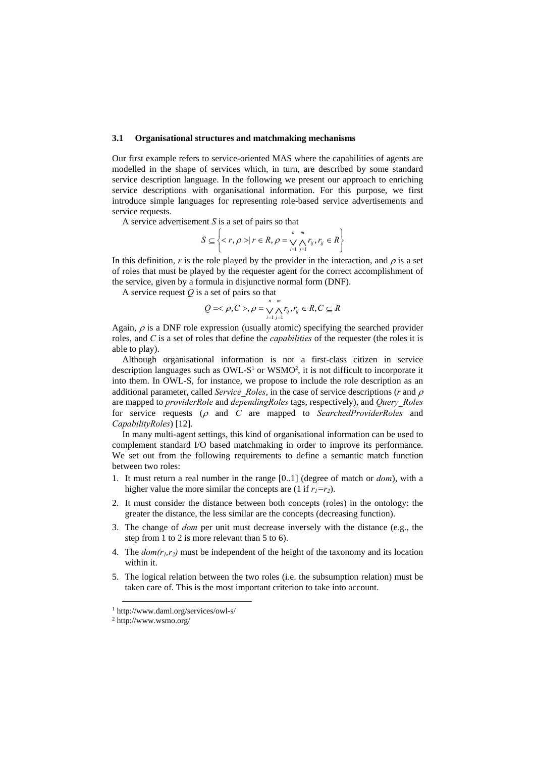### 3.1 Organisational structures and matchmaking mechanisms

Our first example refers to service-oriented MAS where the capabilities of agents are modelled in the shape of services which, in turn, are described by some standard service description language. In the following we present our approach to enriching service descriptions with organisational information. For this purpose, we first introduce simple languages for representing role-based service advertisements and service requests.

A service advertisement $S$ is a set of pairs so that

$$S \subseteq \left\{ < r, \rho > \mid r \in R, \rho = \bigvee_{i=1}^{n} \bigwedge_{j=1}^{m} r_{ij}, r_{ij} \in R \right\}$$

In this definition, $r$ is the role played by the provider in the interaction, and $\rho$ is a set of roles that must be played by the requester agent for the correct accomplishment of the service, given by a formula in disjunctive normal form (DNF).

A service request $Q$ is a set of pairs so that

$$Q = < \rho, C >, \rho = \bigvee_{i=1}^{n} \bigwedge_{j=1}^{m} r_{ij}, r_{ij} \in R, C \subseteq R$$

Again, $\rho$ is a DNF role expression (usually atomic) specifying the searched provider roles, and $C$ is a set of roles that define the *capabilities* of the requester (the roles it is able to play).

Although organisational information is not a first-class citizen in service description languages such as OWL-S[1] or WSMO[2], it is not difficult to incorporate it into them. In OWL-S, for instance, we propose to include the role description as an additional parameter, called *Service_Roles*, in the case of service descriptions ($r$ and $\rho$ are mapped to *providerRole* and *dependingRoles* tags, respectively), and *Query_Roles* for service requests ($\rho$ and $C$ are mapped to *SearchedProviderRoles* and *CapabilityRoles*) [12].

In many multi-agent settings, this kind of organisational information can be used to complement standard I/O based matchmaking in order to improve its performance. We set out from the following requirements to define a semantic match function between two roles:

1. It must return a real number in the range [0..1] (degree of match or *dom*), with a higher value the more similar the concepts are (1 if $r_1=r_2$).
2. It must consider the distance between both concepts (roles) in the ontology: the greater the distance, the less similar are the concepts (decreasing function).
3. The change of *dom* per unit must decrease inversely with the distance (e.g., the step from 1 to 2 is more relevant than 5 to 6).
4. The $dom(r_1,r_2)$ must be independent of the height of the taxonomy and its location within it.
5. The logical relation between the two roles (i.e. the subsumption relation) must be taken care of. This is the most important criterion to take into account.

[1] http://www.daml.org/services/owl-s/

[2] http://www.wsmo.org/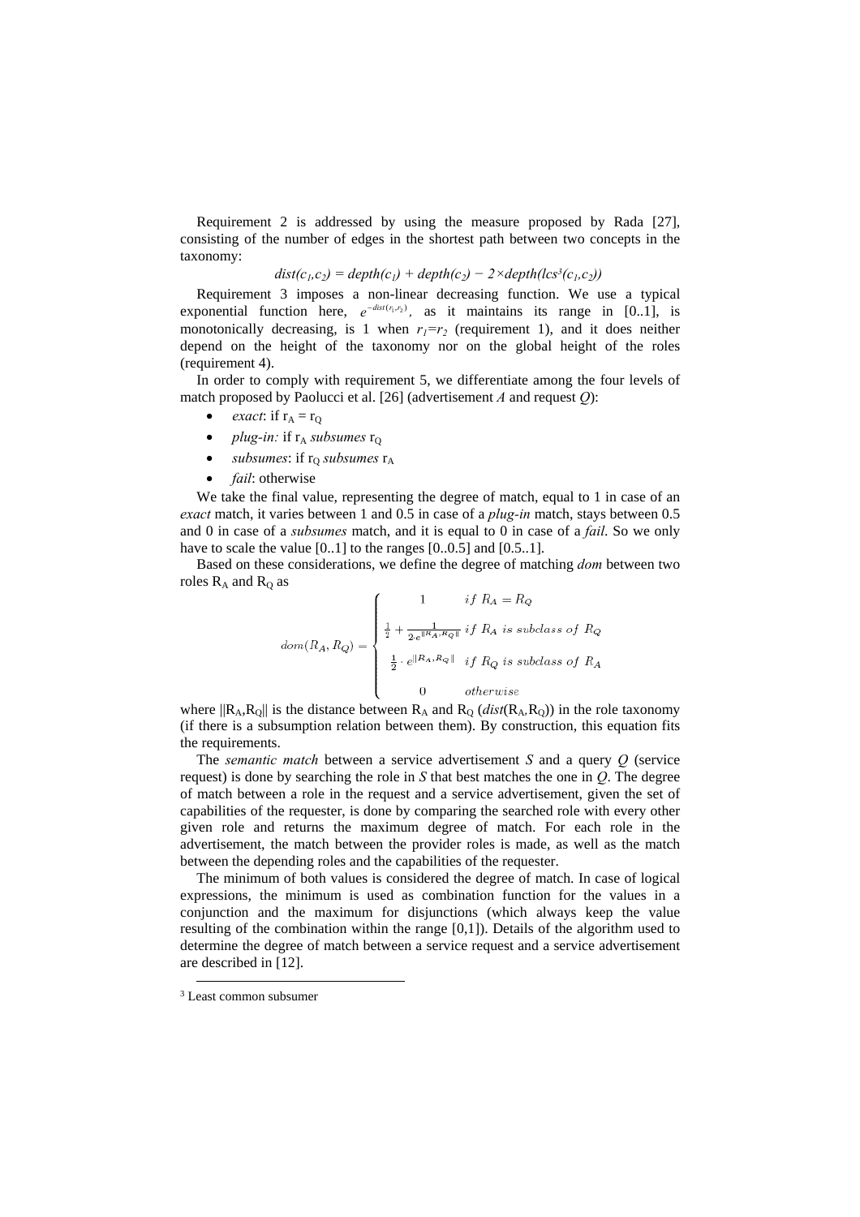Requirement 2 is addressed by using the measure proposed by Rada [27], consisting of the number of edges in the shortest path between two concepts in the taxonomy:

$$dist(c_1,c_2) = depth(c_1) + depth(c_2) - 2 \times depth(lcs^3(c_1,c_2))$$

Requirement 3 imposes a non-linear decreasing function. We use a typical exponential function here, $e^{-dist(r_1,r_2)}$, as it maintains its range in [0..1], is monotonically decreasing, is 1 when $r_1=r_2$ (requirement 1), and it does neither depend on the height of the taxonomy nor on the global height of the roles (requirement 4).

In order to comply with requirement 5, we differentiate among the four levels of match proposed by Paolucci et al. [26] (advertisement *A* and request *Q*):

- *exact*: if $r_A = r_Q$
- *plug-in:* if $r_A$ *subsumes* $r_Q$
- *subsumes*: if $r_Q$ *subsumes* $r_A$
- *fail*: otherwise

We take the final value, representing the degree of match, equal to 1 in case of an *exact* match, it varies between 1 and 0.5 in case of a *plug-in* match, stays between 0.5 and 0 in case of a *subsumes* match, and it is equal to 0 in case of a *fail*. So we only have to scale the value [0..1] to the ranges [0..0.5] and [0.5..1].

Based on these considerations, we define the degree of matching *dom* between two roles $R_A$ and $R_Q$ as

$$dom(R_A, R_Q) = \begin{cases} 1 & if\ R_A = R_Q \\ \frac{1}{2} + \frac{1}{2 \cdot e^{\|R_A, R_Q\|}} & if\ R_A\ is\ subclass\ of\ R_Q \\ \frac{1}{2} \cdot e^{\|R_A, R_Q\|} & if\ R_Q\ is\ subclass\ of\ R_A \\ 0 & otherwise \end{cases}$$

where $\|R_A,R_Q\|$ is the distance between $R_A$ and $R_Q$ ($dist(R_A,R_Q)$) in the role taxonomy (if there is a subsumption relation between them). By construction, this equation fits the requirements.

The *semantic match* between a service advertisement *S* and a query *Q* (service request) is done by searching the role in *S* that best matches the one in *Q*. The degree of match between a role in the request and a service advertisement, given the set of capabilities of the requester, is done by comparing the searched role with every other given role and returns the maximum degree of match. For each role in the advertisement, the match between the provider roles is made, as well as the match between the depending roles and the capabilities of the requester.

The minimum of both values is considered the degree of match. In case of logical expressions, the minimum is used as combination function for the values in a conjunction and the maximum for disjunctions (which always keep the value resulting of the combination within the range [0,1]). Details of the algorithm used to determine the degree of match between a service request and a service advertisement are described in [12].

---

[3] Least common subsumer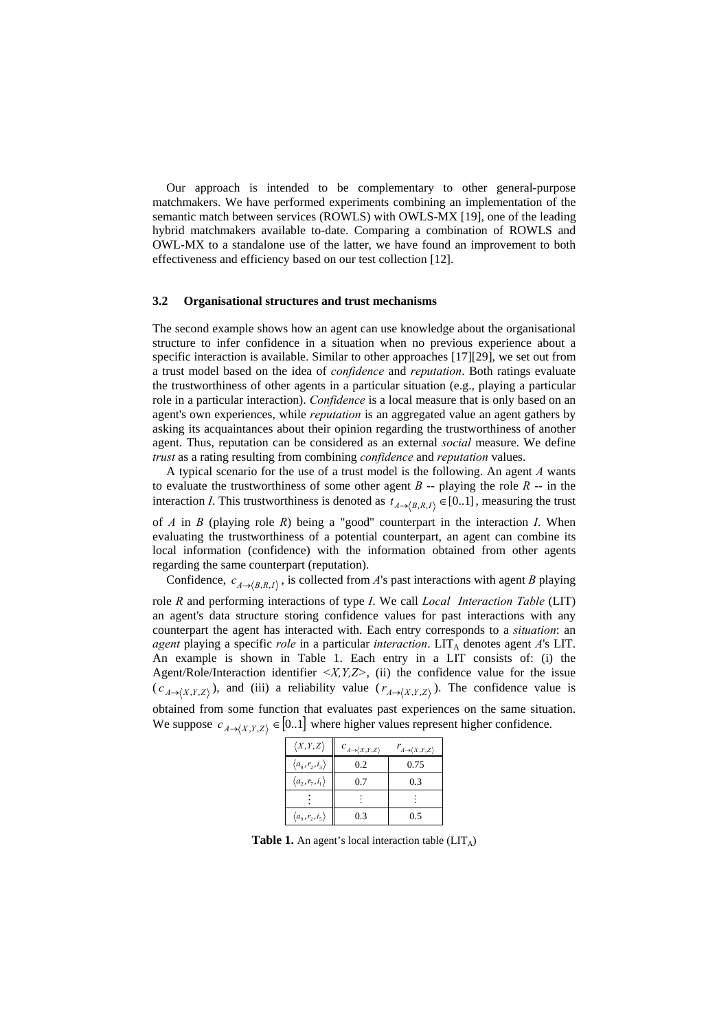Our approach is intended to be complementary to other general-purpose matchmakers. We have performed experiments combining an implementation of the semantic match between services (ROWLS) with OWLS-MX [19], one of the leading hybrid matchmakers available to-date. Comparing a combination of ROWLS and OWL-MX to a standalone use of the latter, we have found an improvement to both effectiveness and efficiency based on our test collection [12].

### 3.2 Organisational structures and trust mechanisms

The second example shows how an agent can use knowledge about the organisational structure to infer confidence in a situation when no previous experience about a specific interaction is available. Similar to other approaches [17][29], we set out from a trust model based on the idea of *confidence* and *reputation*. Both ratings evaluate the trustworthiness of other agents in a particular situation (e.g., playing a particular role in a particular interaction). *Confidence* is a local measure that is only based on an agent's own experiences, while *reputation* is an aggregated value an agent gathers by asking its acquaintances about their opinion regarding the trustworthiness of another agent. Thus, reputation can be considered as an external *social* measure. We define *trust* as a rating resulting from combining *confidence* and *reputation* values.

A typical scenario for the use of a trust model is the following. An agent $A$ wants to evaluate the trustworthiness of some other agent $B$ -- playing the role $R$ -- in the interaction $I$. This trustworthiness is denoted as $t_{A \to \langle B,R,I \rangle} \in [0..1]$, measuring the trust of $A$ in $B$ (playing role $R$) being a "good" counterpart in the interaction $I$. When evaluating the trustworthiness of a potential counterpart, an agent can combine its local information (confidence) with the information obtained from other agents regarding the same counterpart (reputation).

Confidence, $c_{A \to \langle B,R,I \rangle}$, is collected from $A$'s past interactions with agent $B$ playing role $R$ and performing interactions of type $I$. We call *Local Interaction Table* (LIT) an agent's data structure storing confidence values for past interactions with any counterpart the agent has interacted with. Each entry corresponds to a *situation*: an *agent* playing a specific *role* in a particular *interaction*. $LIT_A$ denotes agent $A$'s LIT. An example is shown in Table 1. Each entry in a LIT consists of: (i) the Agent/Role/Interaction identifier $<X,Y,Z>$, (ii) the confidence value for the issue ($c_{A \to \langle X,Y,Z \rangle}$), and (iii) a reliability value ($r_{A \to \langle X,Y,Z \rangle}$). The confidence value is obtained from some function that evaluates past experiences on the same situation. We suppose $c_{A \to \langle X,Y,Z \rangle} \in [0..1]$ where higher values represent higher confidence.

| $\langle X,Y,Z \rangle$ | $c_{A \to \langle X,Y,Z \rangle}$ | $r_{A \to \langle X,Y,Z \rangle}$ |
|---|---|---|
| $\langle a_9, r_2, i_3 \rangle$ | 0.2 | 0.75 |
| $\langle a_2, r_7, i_1 \rangle$ | 0.7 | 0.3 |
| $\vdots$ | $\vdots$ | $\vdots$ |
| $\langle a_9, r_2, i_5 \rangle$ | 0.3 | 0.5 |

**Table 1.** An agent's local interaction table ($LIT_A$)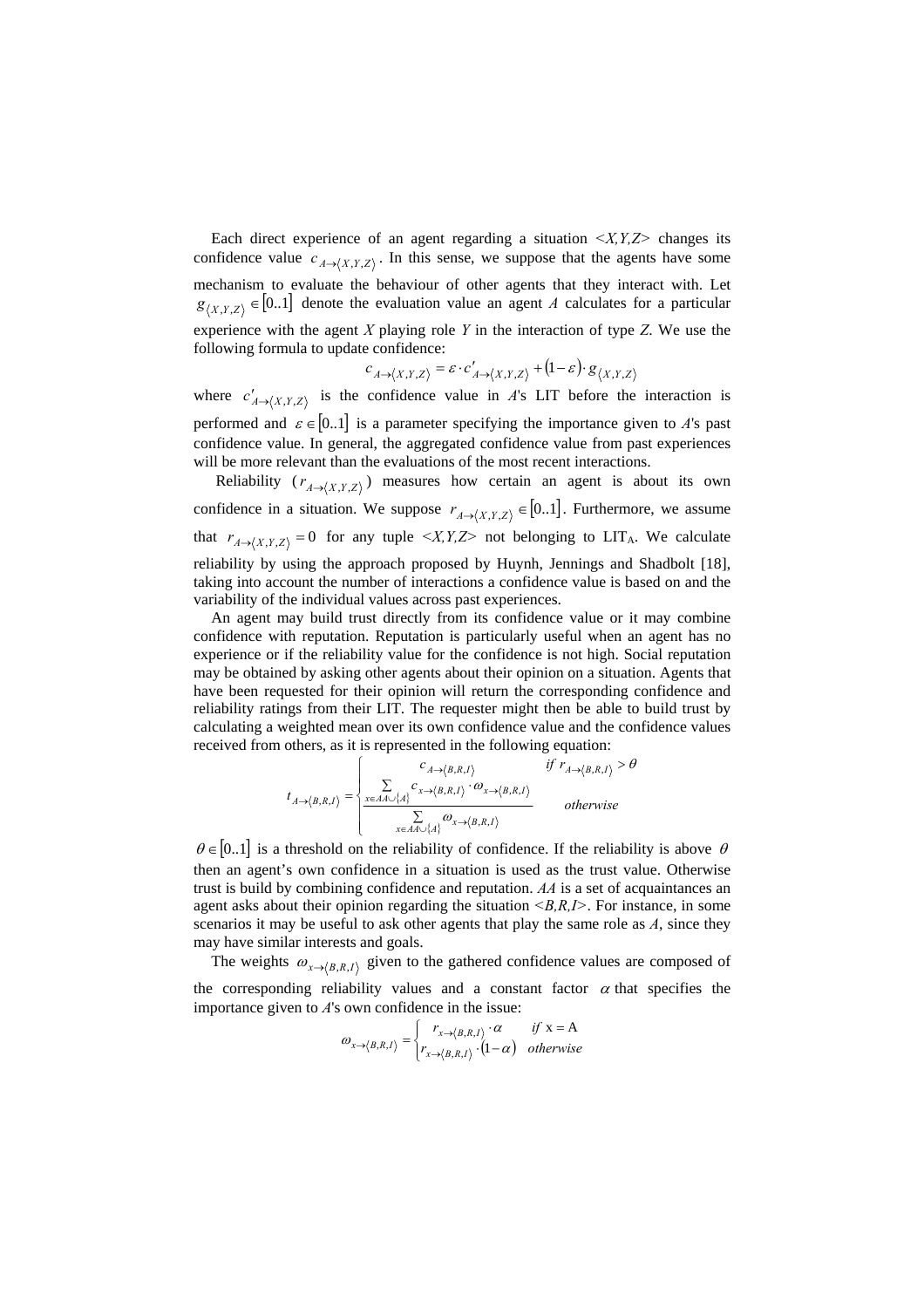Each direct experience of an agent regarding a situation $<X,Y,Z>$ changes its confidence value $c_{A \to \langle X,Y,Z \rangle}$. In this sense, we suppose that the agents have some mechanism to evaluate the behaviour of other agents that they interact with. Let $g_{\langle X,Y,Z \rangle} \in [0..1]$ denote the evaluation value an agent $A$ calculates for a particular experience with the agent $X$ playing role $Y$ in the interaction of type $Z$. We use the following formula to update confidence:

$$c_{A \to \langle X,Y,Z \rangle} = \varepsilon \cdot c'_{A \to \langle X,Y,Z \rangle} + (1 - \varepsilon) \cdot g_{\langle X,Y,Z \rangle}$$

where $c'_{A \to \langle X,Y,Z \rangle}$ is the confidence value in $A$'s LIT before the interaction is performed and $\varepsilon \in [0..1]$ is a parameter specifying the importance given to $A$'s past confidence value. In general, the aggregated confidence value from past experiences will be more relevant than the evaluations of the most recent interactions.

Reliability ($r_{A \to \langle X,Y,Z \rangle}$) measures how certain an agent is about its own confidence in a situation. We suppose $r_{A \to \langle X,Y,Z \rangle} \in [0..1]$. Furthermore, we assume that $r_{A \to \langle X,Y,Z \rangle} = 0$ for any tuple $<X,Y,Z>$ not belonging to $LIT_A$. We calculate reliability by using the approach proposed by Huynh, Jennings and Shadbolt [18], taking into account the number of interactions a confidence value is based on and the variability of the individual values across past experiences.

An agent may build trust directly from its confidence value or it may combine confidence with reputation. Reputation is particularly useful when an agent has no experience or if the reliability value for the confidence is not high. Social reputation may be obtained by asking other agents about their opinion on a situation. Agents that have been requested for their opinion will return the corresponding confidence and reliability ratings from their LIT. The requester might then be able to build trust by calculating a weighted mean over its own confidence value and the confidence values received from others, as it is represented in the following equation:

$$t_{A \to \langle B,R,I \rangle} = \begin{cases} c_{A \to \langle B,R,I \rangle} & \text{if } r_{A \to \langle B,R,I \rangle} > \theta \\ \dfrac{\sum_{x \in AA \cup \{A\}} c_{x \to \langle B,R,I \rangle} \cdot \omega_{x \to \langle B,R,I \rangle}}{\sum_{x \in AA \cup \{A\}} \omega_{x \to \langle B,R,I \rangle}} & \text{otherwise} \end{cases}$$

$\theta \in [0..1]$ is a threshold on the reliability of confidence. If the reliability is above $\theta$ then an agent's own confidence in a situation is used as the trust value. Otherwise trust is build by combining confidence and reputation. $AA$ is a set of acquaintances an agent asks about their opinion regarding the situation $<B,R,I>$. For instance, in some scenarios it may be useful to ask other agents that play the same role as $A$, since they may have similar interests and goals.

The weights $\omega_{x \to \langle B,R,I \rangle}$ given to the gathered confidence values are composed of the corresponding reliability values and a constant factor $\alpha$ that specifies the importance given to $A$'s own confidence in the issue:

$$\omega_{x \to \langle B,R,I \rangle} = \begin{cases} r_{x \to \langle B,R,I \rangle} \cdot \alpha & \text{if } x = A \\ r_{x \to \langle B,R,I \rangle} \cdot (1 - \alpha) & \text{otherwise} \end{cases}$$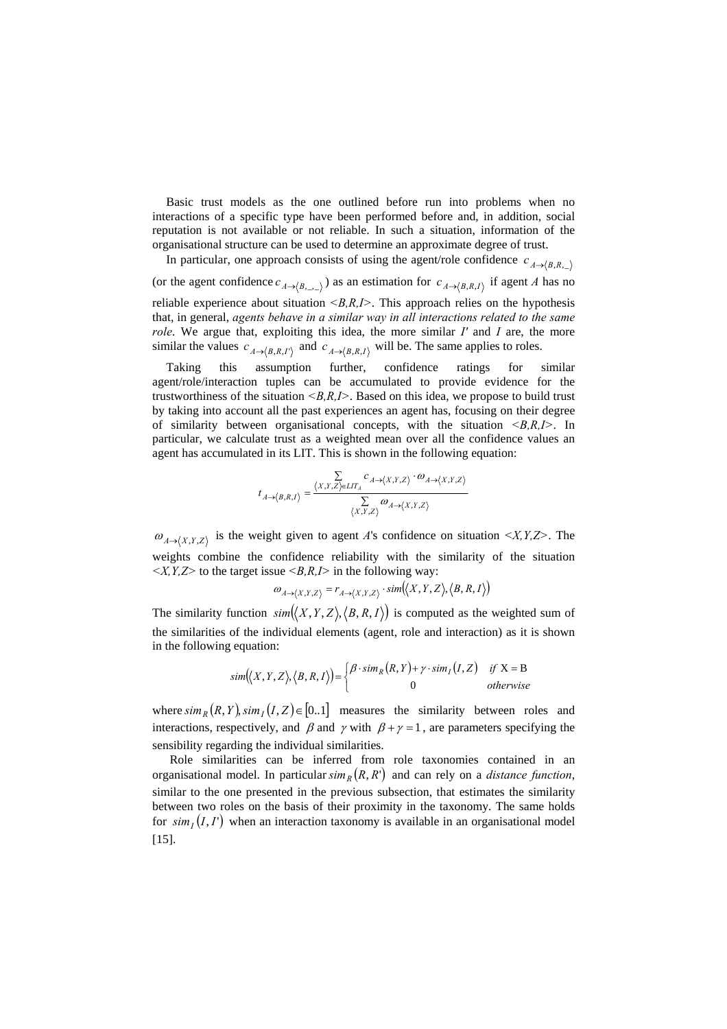Basic trust models as the one outlined before run into problems when no interactions of a specific type have been performed before and, in addition, social reputation is not available or not reliable. In such a situation, information of the organisational structure can be used to determine an approximate degree of trust.

In particular, one approach consists of using the agent/role confidence $c_{A\to\langle B,R,\_\rangle}$ (or the agent confidence $c_{A\to\langle B,\_,\_\rangle}$) as an estimation for $c_{A\to\langle B,R,I\rangle}$ if agent $A$ has no reliable experience about situation $\langle B,R,I \rangle$. This approach relies on the hypothesis that, in general, *agents behave in a similar way in all interactions related to the same role*. We argue that, exploiting this idea, the more similar $I'$ and $I$ are, the more similar the values $c_{A\to\langle B,R,I'\rangle}$ and $c_{A\to\langle B,R,I\rangle}$ will be. The same applies to roles.

Taking this assumption further, confidence ratings for similar agent/role/interaction tuples can be accumulated to provide evidence for the trustworthiness of the situation $\langle B,R,I \rangle$. Based on this idea, we propose to build trust by taking into account all the past experiences an agent has, focusing on their degree of similarity between organisational concepts, with the situation $\langle B,R,I \rangle$. In particular, we calculate trust as a weighted mean over all the confidence values an agent has accumulated in its LIT. This is shown in the following equation:

$$t_{A\to\langle B,R,I\rangle} = \frac{\sum_{\langle X,Y,Z\rangle \in LIT_A} c_{A\to\langle X,Y,Z\rangle} \cdot \omega_{A\to\langle X,Y,Z\rangle}}{\sum_{\langle X,Y,Z\rangle} \omega_{A\to\langle X,Y,Z\rangle}}$$

$\omega_{A\to\langle X,Y,Z\rangle}$ is the weight given to agent $A$'s confidence on situation $\langle X,Y,Z \rangle$. The weights combine the confidence reliability with the similarity of the situation $\langle X,Y,Z \rangle$ to the target issue $\langle B,R,I \rangle$ in the following way:

$$\omega_{A\to\langle X,Y,Z\rangle} = r_{A\to\langle X,Y,Z\rangle} \cdot sim(\langle X,Y,Z\rangle, \langle B,R,I\rangle)$$

The similarity function $sim(\langle X,Y,Z\rangle, \langle B,R,I\rangle)$ is computed as the weighted sum of the similarities of the individual elements (agent, role and interaction) as it is shown in the following equation:

$$sim(\langle X,Y,Z\rangle, \langle B,R,I\rangle) = \begin{cases} \beta \cdot sim_R(R,Y) + \gamma \cdot sim_I(I,Z) & \text{if } X = B \\ 0 & \text{otherwise} \end{cases}$$

where $sim_R(R,Y), sim_I(I,Z) \in [0..1]$ measures the similarity between roles and interactions, respectively, and $\beta$ and $\gamma$ with $\beta + \gamma = 1$, are parameters specifying the sensibility regarding the individual similarities.

Role similarities can be inferred from role taxonomies contained in an organisational model. In particular $sim_R(R,R')$ and can rely on a *distance function*, similar to the one presented in the previous subsection, that estimates the similarity between two roles on the basis of their proximity in the taxonomy. The same holds for $sim_I(I,I')$ when an interaction taxonomy is available in an organisational model [15].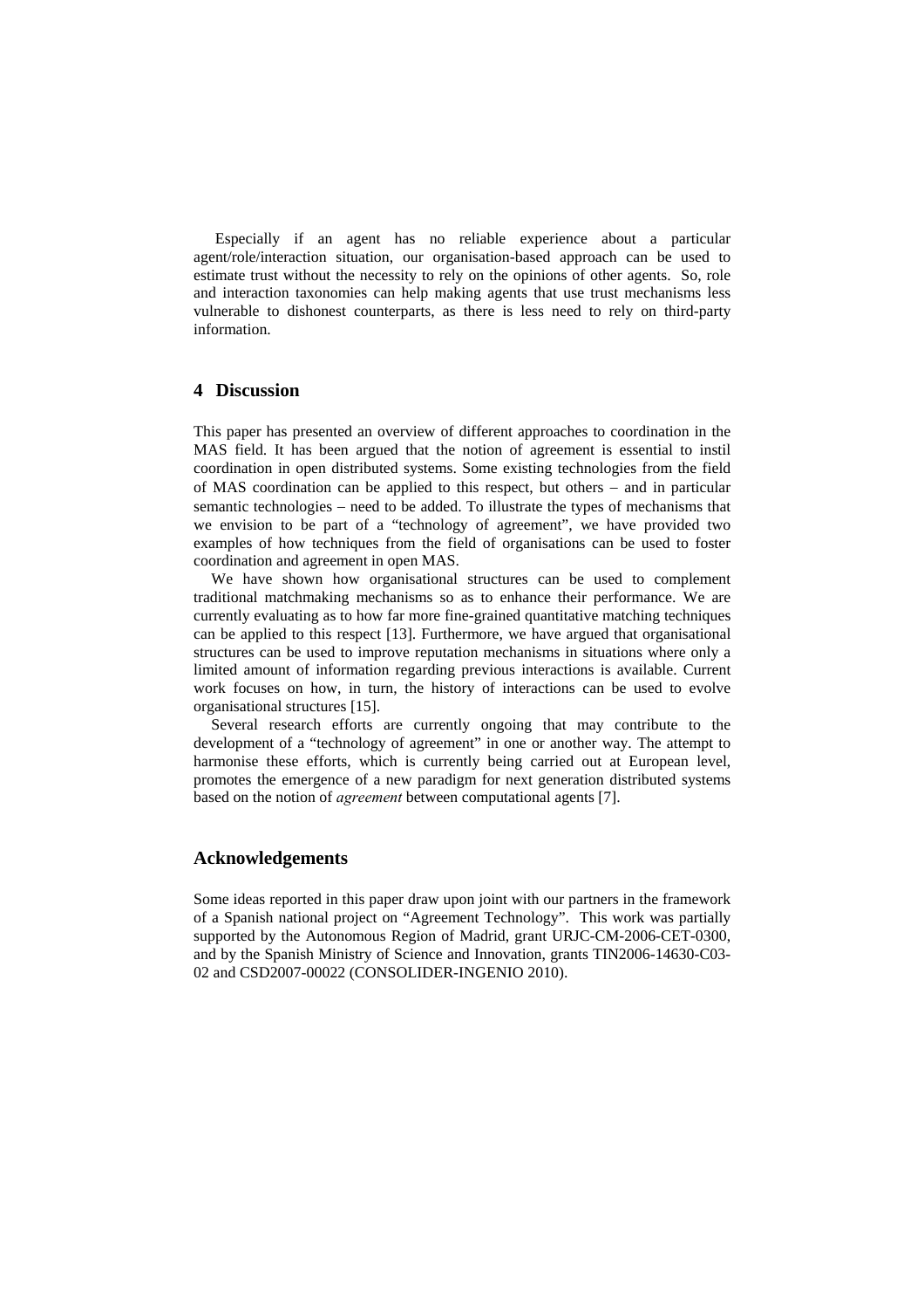Especially if an agent has no reliable experience about a particular agent/role/interaction situation, our organisation-based approach can be used to estimate trust without the necessity to rely on the opinions of other agents. So, role and interaction taxonomies can help making agents that use trust mechanisms less vulnerable to dishonest counterparts, as there is less need to rely on third-party information.

## 4 Discussion

This paper has presented an overview of different approaches to coordination in the MAS field. It has been argued that the notion of agreement is essential to instil coordination in open distributed systems. Some existing technologies from the field of MAS coordination can be applied to this respect, but others – and in particular semantic technologies – need to be added. To illustrate the types of mechanisms that we envision to be part of a "technology of agreement", we have provided two examples of how techniques from the field of organisations can be used to foster coordination and agreement in open MAS.

We have shown how organisational structures can be used to complement traditional matchmaking mechanisms so as to enhance their performance. We are currently evaluating as to how far more fine-grained quantitative matching techniques can be applied to this respect [13]. Furthermore, we have argued that organisational structures can be used to improve reputation mechanisms in situations where only a limited amount of information regarding previous interactions is available. Current work focuses on how, in turn, the history of interactions can be used to evolve organisational structures [15].

Several research efforts are currently ongoing that may contribute to the development of a "technology of agreement" in one or another way. The attempt to harmonise these efforts, which is currently being carried out at European level, promotes the emergence of a new paradigm for next generation distributed systems based on the notion of *agreement* between computational agents [7].

## Acknowledgements

Some ideas reported in this paper draw upon joint with our partners in the framework of a Spanish national project on "Agreement Technology". This work was partially supported by the Autonomous Region of Madrid, grant URJC-CM-2006-CET-0300, and by the Spanish Ministry of Science and Innovation, grants TIN2006-14630-C03-02 and CSD2007-00022 (CONSOLIDER-INGENIO 2010).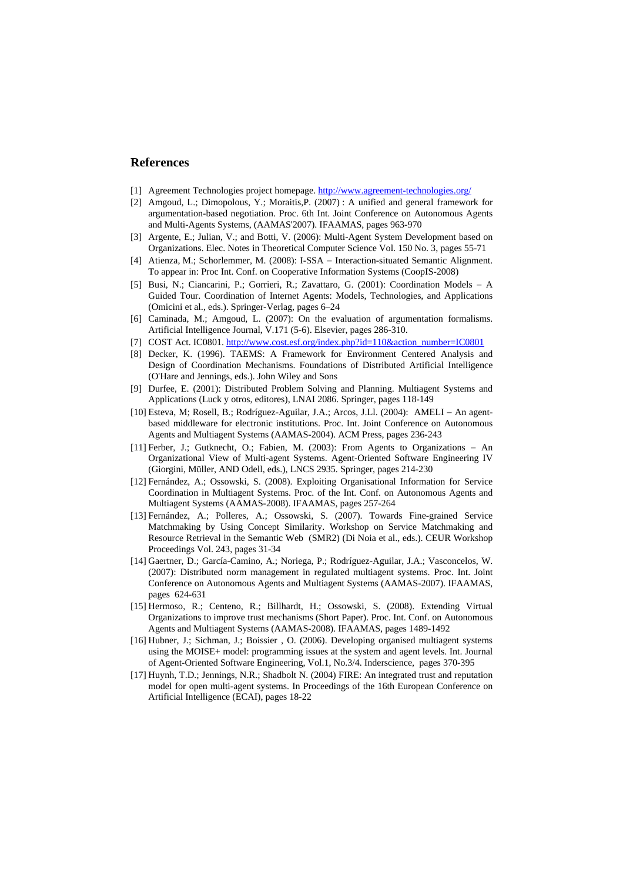## References

[1] Agreement Technologies project homepage. http://www.agreement-technologies.org/

[2] Amgoud, L.; Dimopolous, Y.; Moraitis,P. (2007) : A unified and general framework for argumentation-based negotiation. Proc. 6th Int. Joint Conference on Autonomous Agents and Multi-Agents Systems, (AAMAS'2007). IFAAMAS, pages 963-970

[3] Argente, E.; Julian, V.; and Botti, V. (2006): Multi-Agent System Development based on Organizations. Elec. Notes in Theoretical Computer Science Vol. 150 No. 3, pages 55-71

[4] Atienza, M.; Schorlemmer, M. (2008): I-SSA – Interaction-situated Semantic Alignment. To appear in: Proc Int. Conf. on Cooperative Information Systems (CoopIS-2008)

[5] Busi, N.; Ciancarini, P.; Gorrieri, R.; Zavattaro, G. (2001): Coordination Models – A Guided Tour. Coordination of Internet Agents: Models, Technologies, and Applications (Omicini et al., eds.). Springer-Verlag, pages 6–24

[6] Caminada, M.; Amgoud, L. (2007): On the evaluation of argumentation formalisms. Artificial Intelligence Journal, V.171 (5-6). Elsevier, pages 286-310.

[7] COST Act. IC0801. http://www.cost.esf.org/index.php?id=110&action_number=IC0801

[8] Decker, K. (1996). TAEMS: A Framework for Environment Centered Analysis and Design of Coordination Mechanisms. Foundations of Distributed Artificial Intelligence (O'Hare and Jennings, eds.). John Wiley and Sons

[9] Durfee, E. (2001): Distributed Problem Solving and Planning. Multiagent Systems and Applications (Luck y otros, editores), LNAI 2086. Springer, pages 118-149

[10] Esteva, M; Rosell, B.; Rodríguez-Aguilar, J.A.; Arcos, J.Ll. (2004): AMELI – An agent-based middleware for electronic institutions. Proc. Int. Joint Conference on Autonomous Agents and Multiagent Systems (AAMAS-2004). ACM Press, pages 236-243

[11] Ferber, J.; Gutknecht, O.; Fabien, M. (2003): From Agents to Organizations – An Organizational View of Multi-agent Systems. Agent-Oriented Software Engineering IV (Giorgini, Müller, AND Odell, eds.), LNCS 2935. Springer, pages 214-230

[12] Fernández, A.; Ossowski, S. (2008). Exploiting Organisational Information for Service Coordination in Multiagent Systems. Proc. of the Int. Conf. on Autonomous Agents and Multiagent Systems (AAMAS-2008). IFAAMAS, pages 257-264

[13] Fernández, A.; Polleres, A.; Ossowski, S. (2007). Towards Fine-grained Service Matchmaking by Using Concept Similarity. Workshop on Service Matchmaking and Resource Retrieval in the Semantic Web (SMR2) (Di Noia et al., eds.). CEUR Workshop Proceedings Vol. 243, pages 31-34

[14] Gaertner, D.; García-Camino, A.; Noriega, P.; Rodríguez-Aguilar, J.A.; Vasconcelos, W. (2007): Distributed norm management in regulated multiagent systems. Proc. Int. Joint Conference on Autonomous Agents and Multiagent Systems (AAMAS-2007). IFAAMAS, pages 624-631

[15] Hermoso, R.; Centeno, R.; Billhardt, H.; Ossowski, S. (2008). Extending Virtual Organizations to improve trust mechanisms (Short Paper). Proc. Int. Conf. on Autonomous Agents and Multiagent Systems (AAMAS-2008). IFAAMAS, pages 1489-1492

[16] Hubner, J.; Sichman, J.; Boissier , O. (2006). Developing organised multiagent systems using the MOISE+ model: programming issues at the system and agent levels. Int. Journal of Agent-Oriented Software Engineering, Vol.1, No.3/4. Inderscience, pages 370-395

[17] Huynh, T.D.; Jennings, N.R.; Shadbolt N. (2004) FIRE: An integrated trust and reputation model for open multi-agent systems. In Proceedings of the 16th European Conference on Artificial Intelligence (ECAI), pages 18-22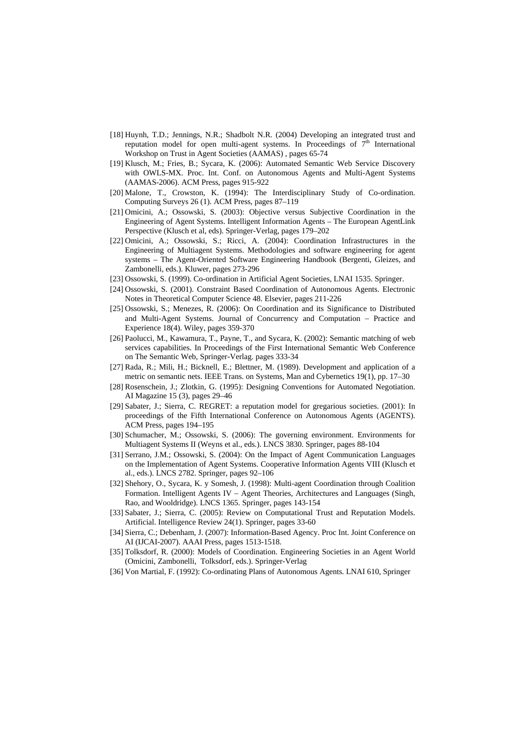[18] Huynh, T.D.; Jennings, N.R.; Shadbolt N.R. (2004) Developing an integrated trust and reputation model for open multi-agent systems. In Proceedings of 7[th] International Workshop on Trust in Agent Societies (AAMAS) , pages 65-74

[19] Klusch, M.; Fries, B.; Sycara, K. (2006): Automated Semantic Web Service Discovery with OWLS-MX. Proc. Int. Conf. on Autonomous Agents and Multi-Agent Systems (AAMAS-2006). ACM Press, pages 915-922

[20] Malone, T., Crowston, K. (1994): The Interdisciplinary Study of Co-ordination. Computing Surveys 26 (1). ACM Press, pages 87–119

[21] Omicini, A.; Ossowski, S. (2003): Objective versus Subjective Coordination in the Engineering of Agent Systems. Intelligent Information Agents – The European AgentLink Perspective (Klusch et al, eds). Springer-Verlag, pages 179–202

[22] Omicini, A.; Ossowski, S.; Ricci, A. (2004): Coordination Infrastructures in the Engineering of Multiagent Systems. Methodologies and software engineering for agent systems – The Agent-Oriented Software Engineering Handbook (Bergenti, Gleizes, and Zambonelli, eds.). Kluwer, pages 273-296

[23] Ossowski, S. (1999). Co-ordination in Artificial Agent Societies, LNAI 1535. Springer.

[24] Ossowski, S. (2001). Constraint Based Coordination of Autonomous Agents. Electronic Notes in Theoretical Computer Science 48. Elsevier, pages 211-226

[25] Ossowski, S.; Menezes, R. (2006): On Coordination and its Significance to Distributed and Multi-Agent Systems. Journal of Concurrency and Computation – Practice and Experience 18(4). Wiley, pages 359-370

[26] Paolucci, M., Kawamura, T., Payne, T., and Sycara, K. (2002): Semantic matching of web services capabilities. In Proceedings of the First International Semantic Web Conference on The Semantic Web, Springer-Verlag. pages 333-34

[27] Rada, R.; Mili, H.; Bicknell, E.; Blettner, M. (1989). Development and application of a metric on semantic nets. IEEE Trans. on Systems, Man and Cybernetics 19(1), pp. 17–30

[28] Rosenschein, J.; Zlotkin, G. (1995): Designing Conventions for Automated Negotiation. AI Magazine 15 (3), pages 29–46

[29] Sabater, J.; Sierra, C. REGRET: a reputation model for gregarious societies. (2001): In proceedings of the Fifth International Conference on Autonomous Agents (AGENTS). ACM Press, pages 194–195

[30] Schumacher, M.; Ossowski, S. (2006): The governing environment. Environments for Multiagent Systems II (Weyns et al., eds.). LNCS 3830. Springer, pages 88-104

[31] Serrano, J.M.; Ossowski, S. (2004): On the Impact of Agent Communication Languages on the Implementation of Agent Systems. Cooperative Information Agents VIII (Klusch et al., eds.). LNCS 2782. Springer, pages 92–106

[32] Shehory, O., Sycara, K. y Somesh, J. (1998): Multi-agent Coordination through Coalition Formation. Intelligent Agents IV – Agent Theories, Architectures and Languages (Singh, Rao, and Wooldridge). LNCS 1365. Springer, pages 143-154

[33] Sabater, J.; Sierra, C. (2005): Review on Computational Trust and Reputation Models. Artificial. Intelligence Review 24(1). Springer, pages 33-60

[34] Sierra, C.; Debenham, J. (2007): Information-Based Agency. Proc Int. Joint Conference on AI (IJCAI-2007). AAAI Press, pages 1513-1518.

[35] Tolksdorf, R. (2000): Models of Coordination. Engineering Societies in an Agent World (Omicini, Zambonelli, Tolksdorf, eds.). Springer-Verlag

[36] Von Martial, F. (1992): Co-ordinating Plans of Autonomous Agents. LNAI 610, Springer